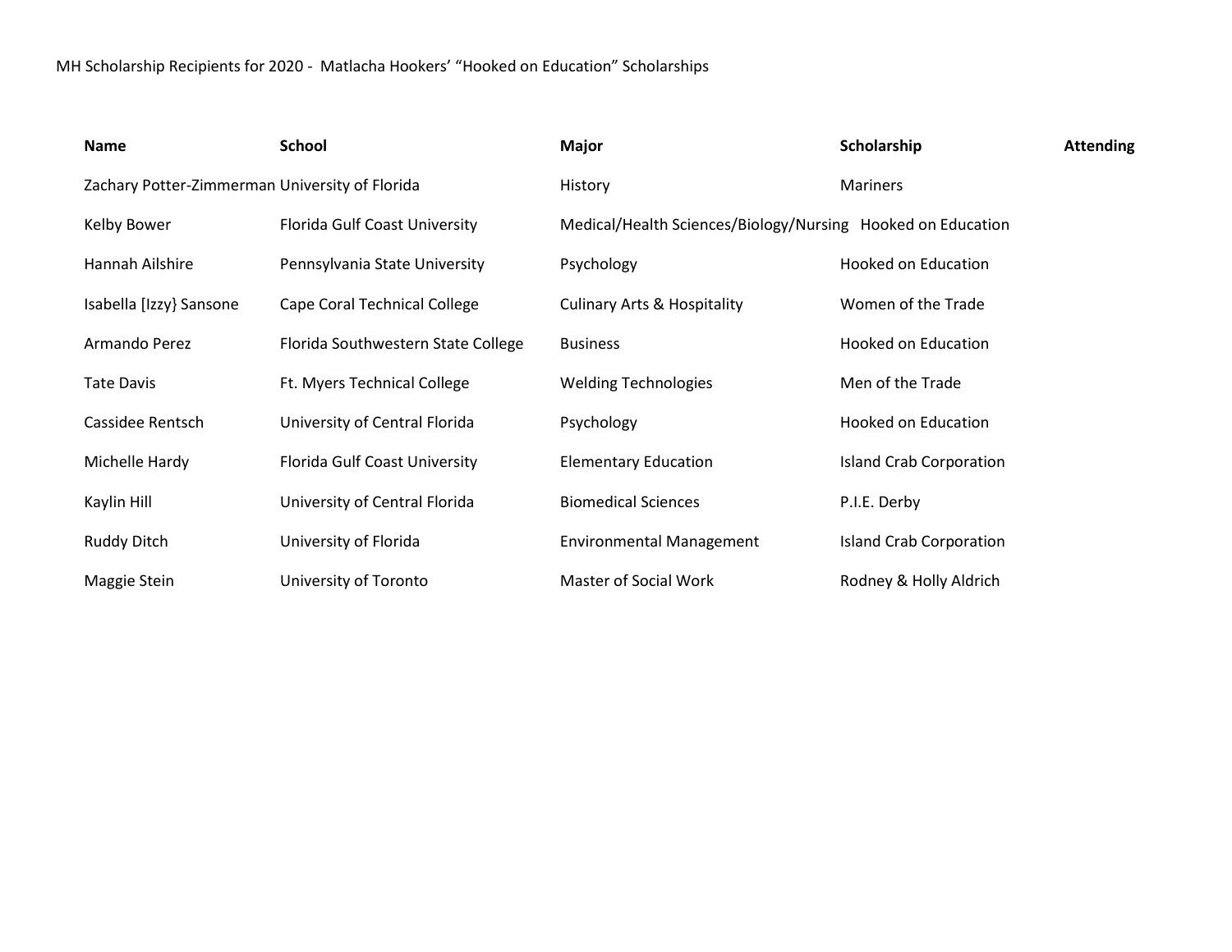MH Scholarship Recipients for 2020 - Matlacha Hookers' "Hooked on Education" Scholarships

| Name | School | Major | Scholarship | Attending |
| --- | --- | --- | --- | --- |
| Zachary Potter-Zimmerman | University of Florida | History | Mariners | |
| Kelby Bower | Florida Gulf Coast University | Medical/Health Sciences/Biology/Nursing | Hooked on Education | |
| Hannah Ailshire | Pennsylvania State University | Psychology | Hooked on Education | |
| Isabella [Izzy} Sansone | Cape Coral Technical College | Culinary Arts & Hospitality | Women of the Trade | |
| Armando Perez | Florida Southwestern State College | Business | Hooked on Education | |
| Tate Davis | Ft. Myers Technical College | Welding Technologies | Men of the Trade | |
| Cassidee Rentsch | University of Central Florida | Psychology | Hooked on Education | |
| Michelle Hardy | Florida Gulf Coast University | Elementary Education | Island Crab Corporation | |
| Kaylin Hill | University of Central Florida | Biomedical Sciences | P.I.E. Derby | |
| Ruddy Ditch | University of Florida | Environmental Management | Island Crab Corporation | |
| Maggie Stein | University of Toronto | Master of Social Work | Rodney & Holly Aldrich | |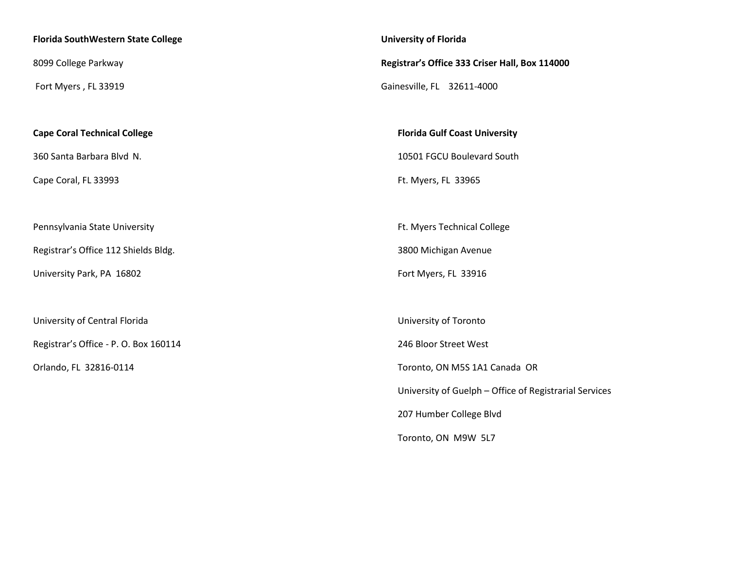**Florida SouthWestern State College**

8099 College Parkway

Fort Myers , FL 33919

**Cape Coral Technical College**

360 Santa Barbara Blvd N.

Cape Coral, FL 33993

Pennsylvania State University

Registrar's Office 112 Shields Bldg.

University Park, PA 16802

University of Central Florida

Registrar's Office - P. O. Box 160114

Orlando, FL 32816-0114

**University of Florida**

**Registrar's Office 333 Criser Hall, Box 114000**

Gainesville, FL 32611-4000

**Florida Gulf Coast University**

10501 FGCU Boulevard South

Ft. Myers, FL 33965

Ft. Myers Technical College

3800 Michigan Avenue

Fort Myers, FL 33916

University of Toronto

246 Bloor Street West

Toronto, ON M5S 1A1 Canada OR

University of Guelph – Office of Registrarial Services

207 Humber College Blvd

Toronto, ON M9W 5L7